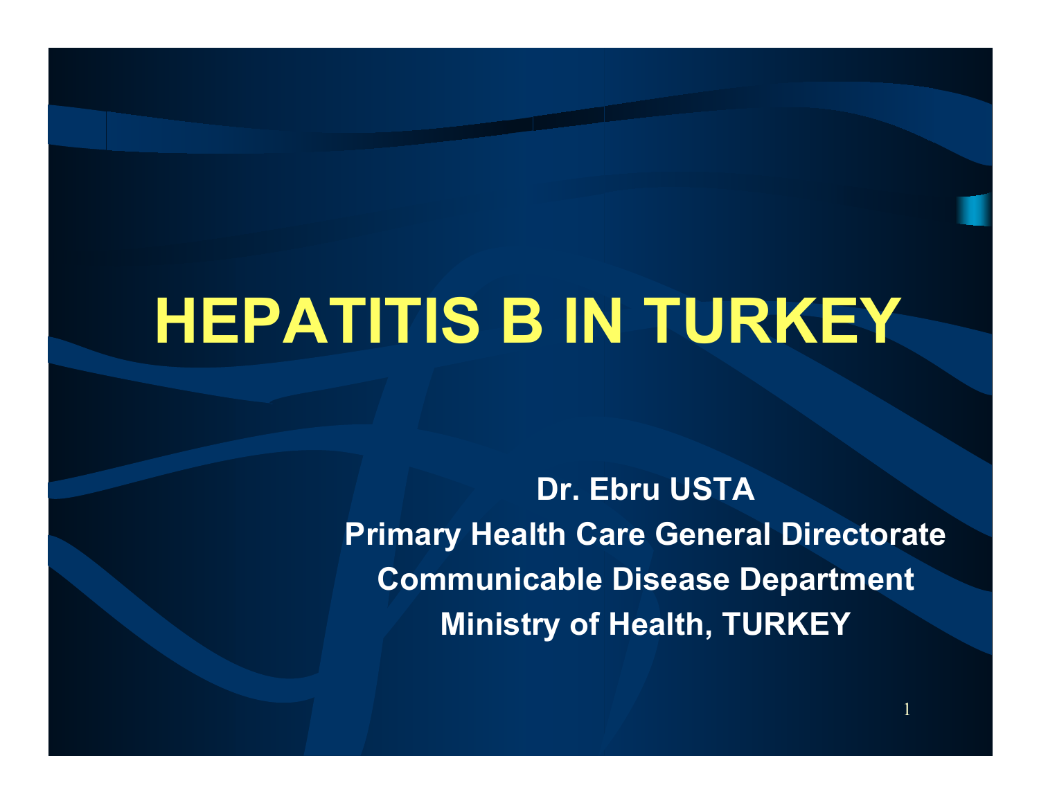# HEPATITIS B IN TURKEY

**Dr. Ebru USTA**
**Primary Health Care General Directorate**
**Communicable Disease Department**
**Ministry of Health, TURKEY**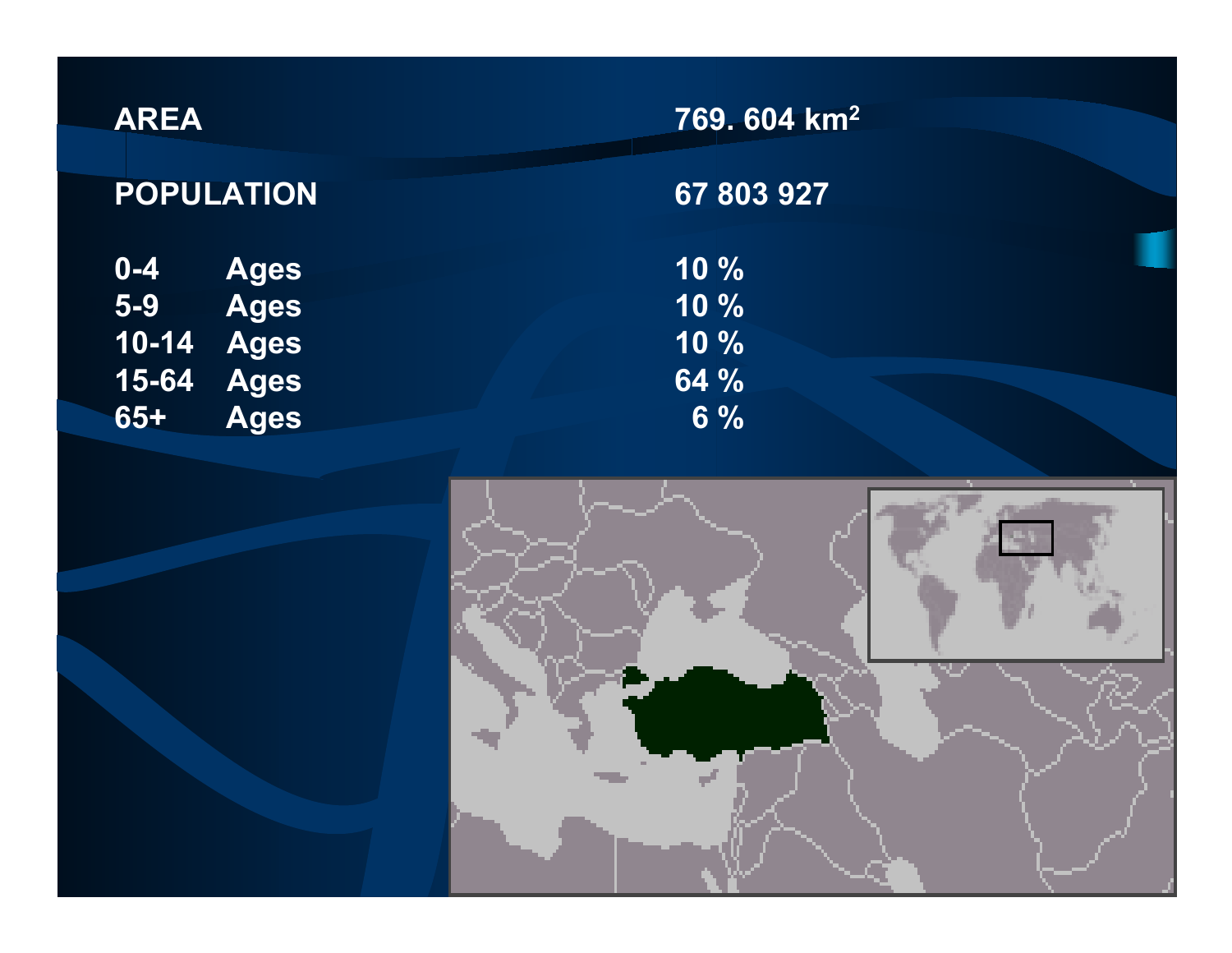| | |
|---|---|
| **AREA** | **769. 604 km$^2$** |
| **POPULATION** | **67 803 927** |
| **0-4 Ages** | **10 %** |
| **5-9 Ages** | **10 %** |
| **10-14 Ages** | **10 %** |
| **15-64 Ages** | **64 %** |
| **65+ Ages** | **6 %** |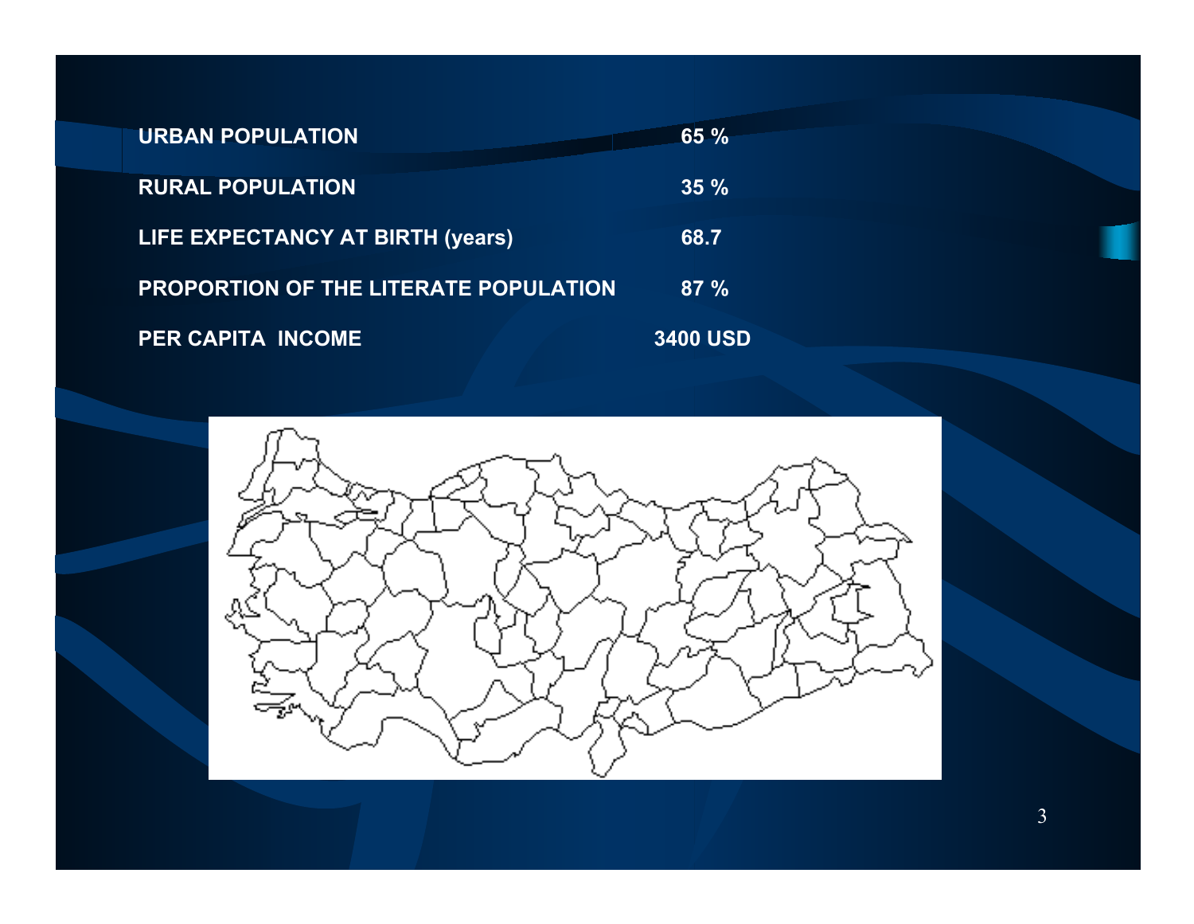| | |
|---|---|
| URBAN POPULATION | 65 % |
| RURAL POPULATION | 35 % |
| LIFE EXPECTANCY AT BIRTH (years) | 68.7 |
| PROPORTION OF THE LITERATE POPULATION | 87 % |
| PER CAPITA INCOME | 3400 USD |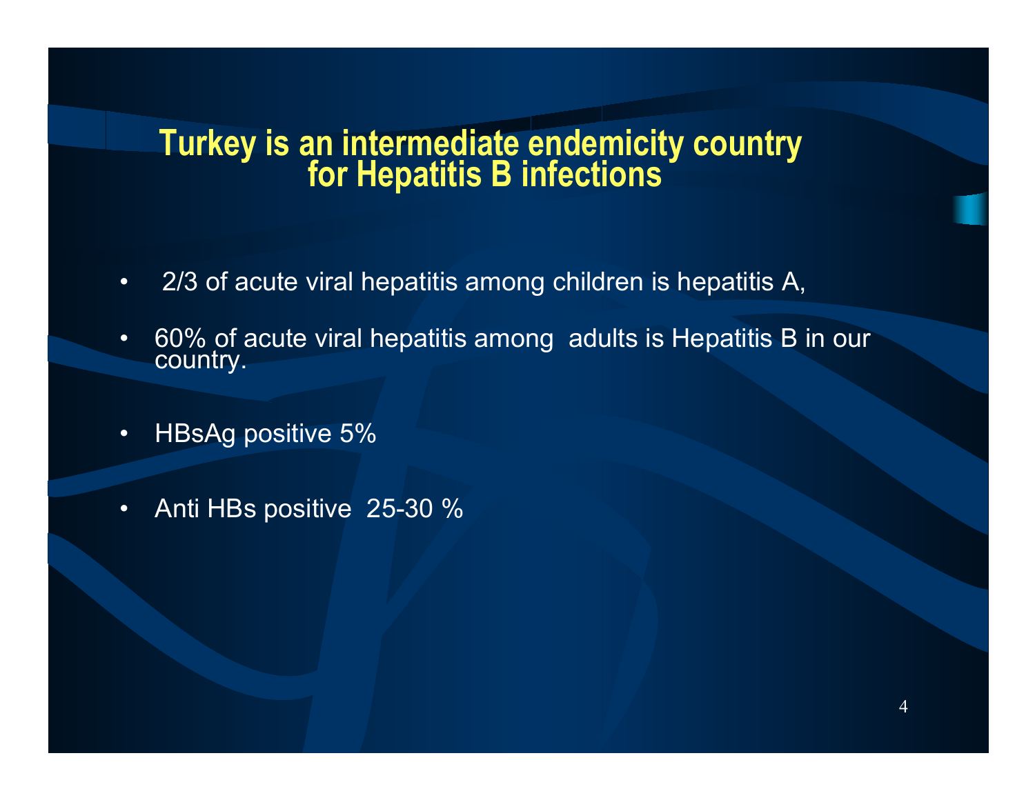# Turkey is an intermediate endemicity country for Hepatitis B infections

- 2/3 of acute viral hepatitis among children is hepatitis A,
- 60% of acute viral hepatitis among adults is Hepatitis B in our country.
- HBsAg positive 5%
- Anti HBs positive 25-30 %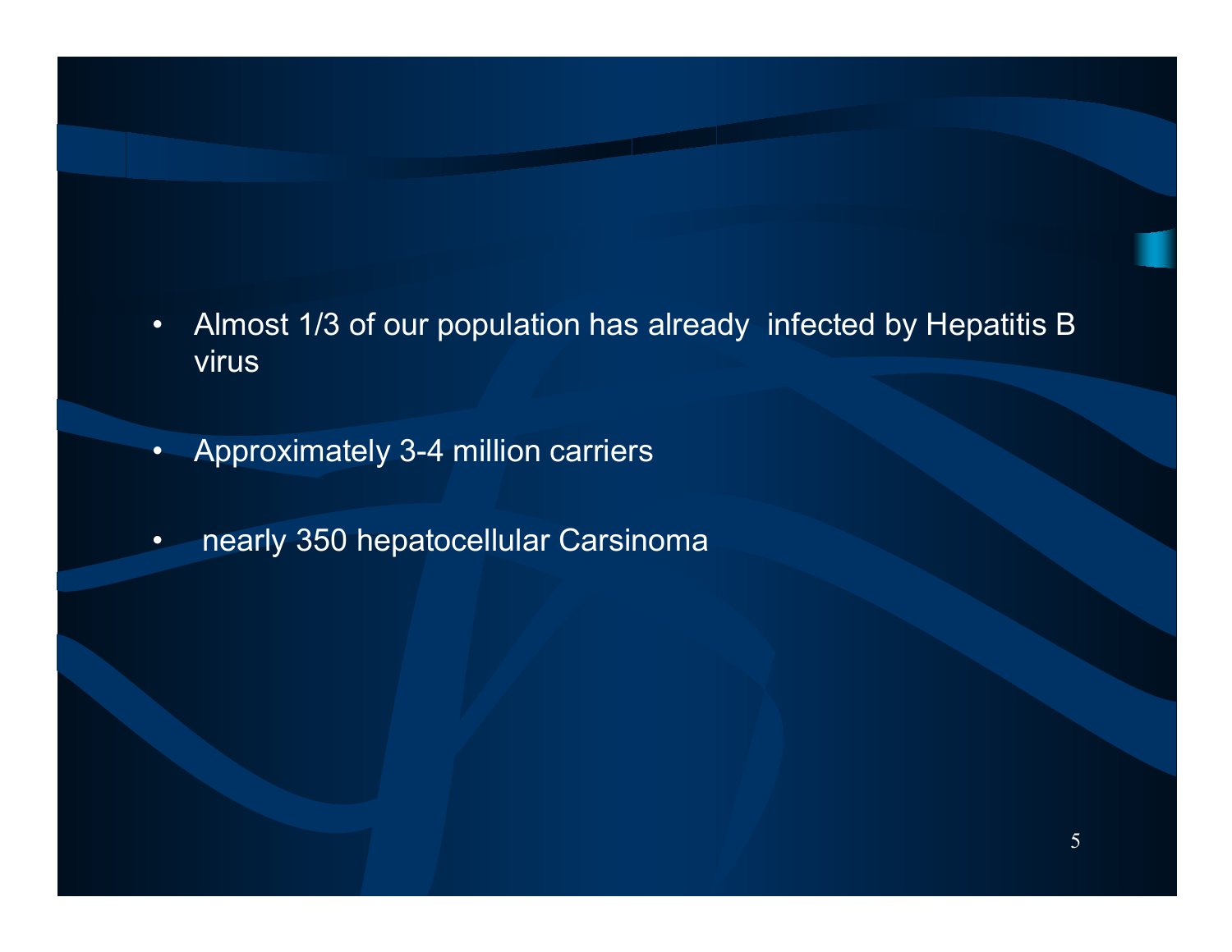- Almost 1/3 of our population has already infected by Hepatitis B virus
- Approximately 3-4 million carriers
- nearly 350 hepatocellular Carsinoma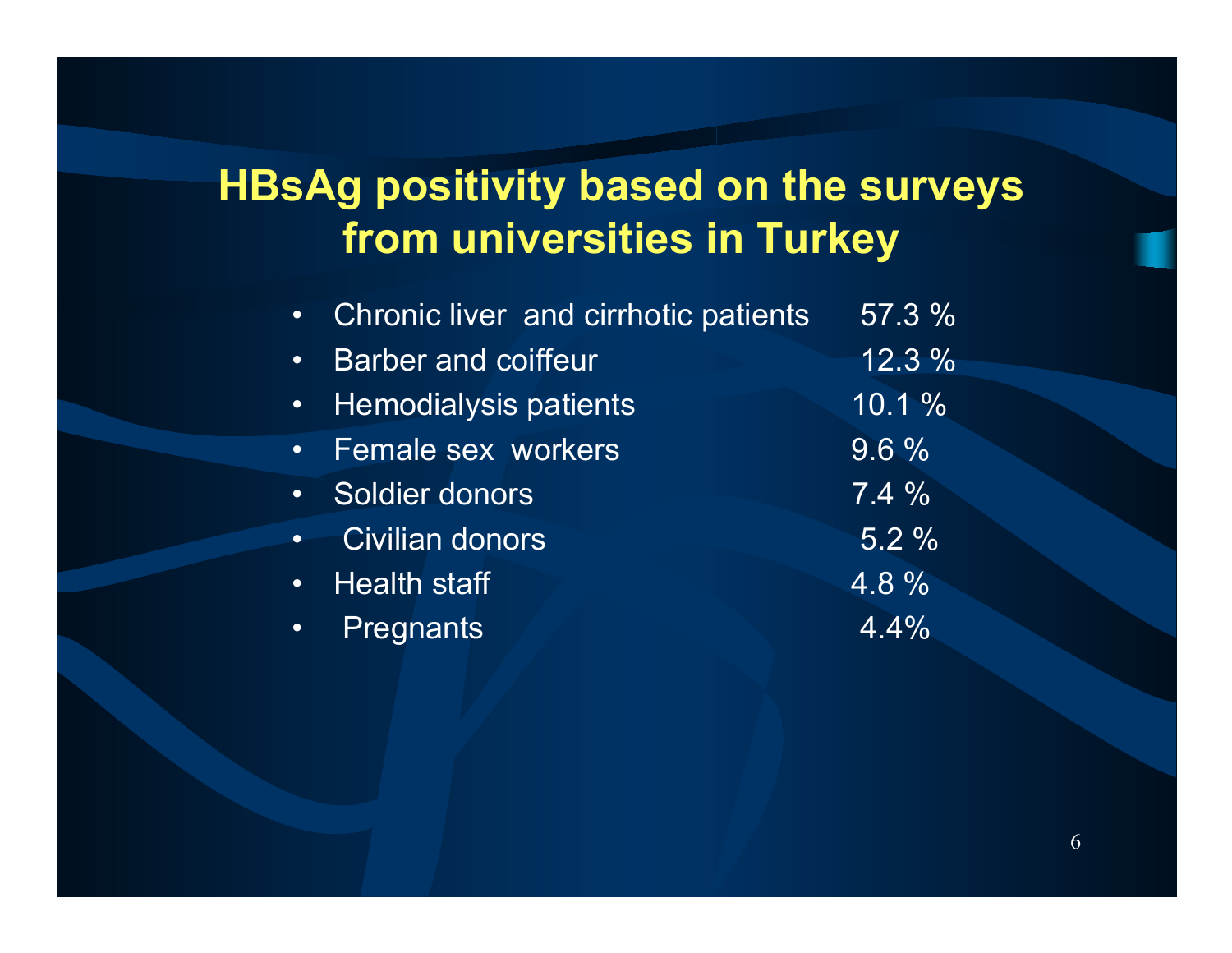# HBsAg positivity based on the surveys from universities in Turkey

- Chronic liver and cirrhotic patients 57.3 %
- Barber and coiffeur 12.3 %
- Hemodialysis patients 10.1 %
- Female sex workers 9.6 %
- Soldier donors 7.4 %
- Civilian donors 5.2 %
- Health staff 4.8 %
- Pregnants 4.4%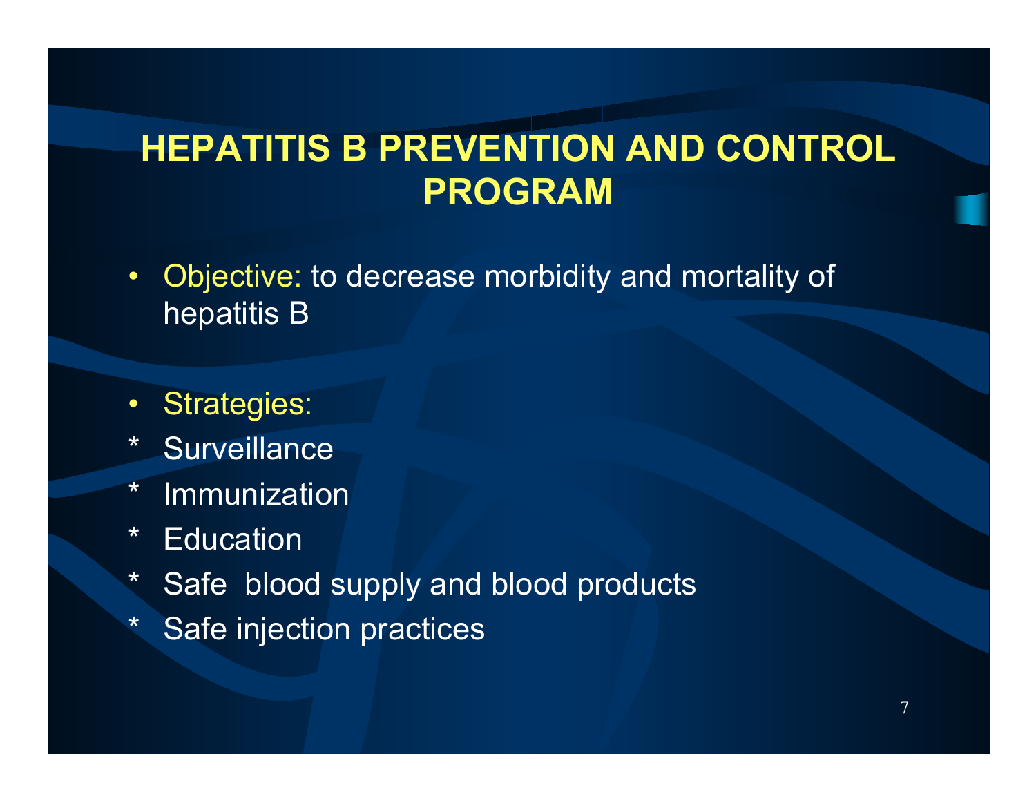# HEPATITIS B PREVENTION AND CONTROL PROGRAM

- Objective: to decrease morbidity and mortality of hepatitis B

- Strategies:

* Surveillance
* Immunization
* Education
* Safe blood supply and blood products
* Safe injection practices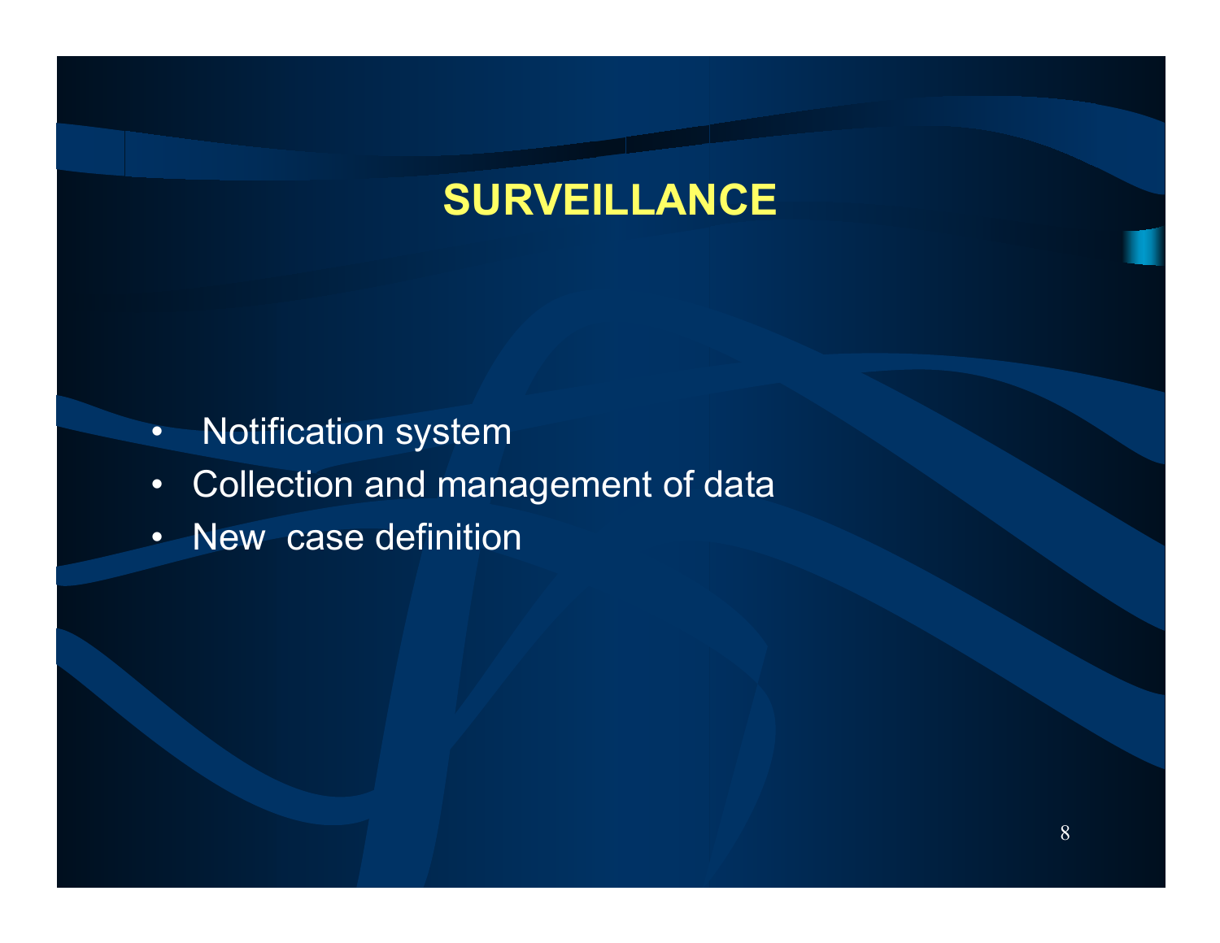# SURVEILLANCE

- Notification system
- Collection and management of data
- New case definition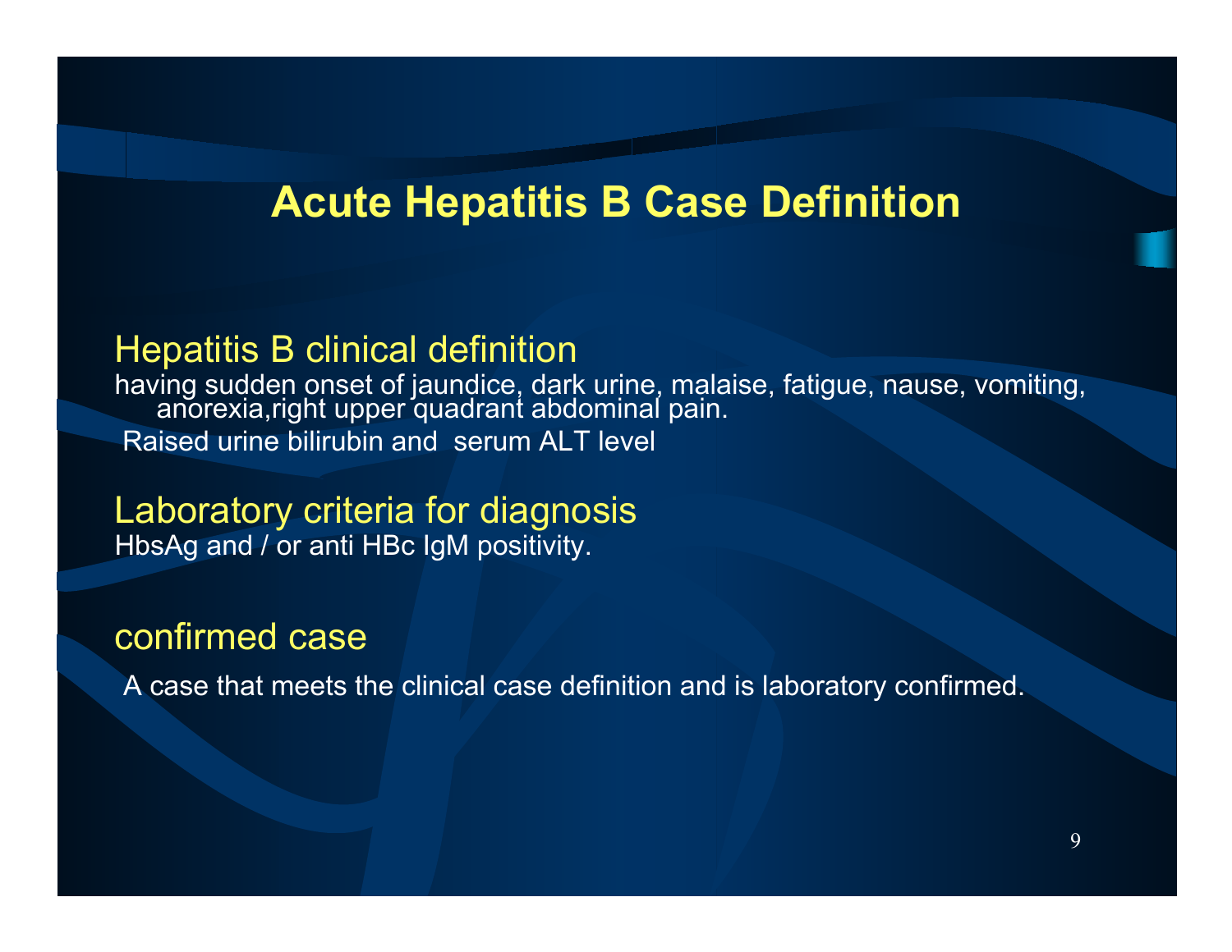# Acute Hepatitis B Case Definition

## Hepatitis B clinical definition

having sudden onset of jaundice, dark urine, malaise, fatigue, nause, vomiting, anorexia,right upper quadrant abdominal pain.

Raised urine bilirubin and serum ALT level

## Laboratory criteria for diagnosis

HbsAg and / or anti HBc IgM positivity.

## confirmed case

A case that meets the clinical case definition and is laboratory confirmed.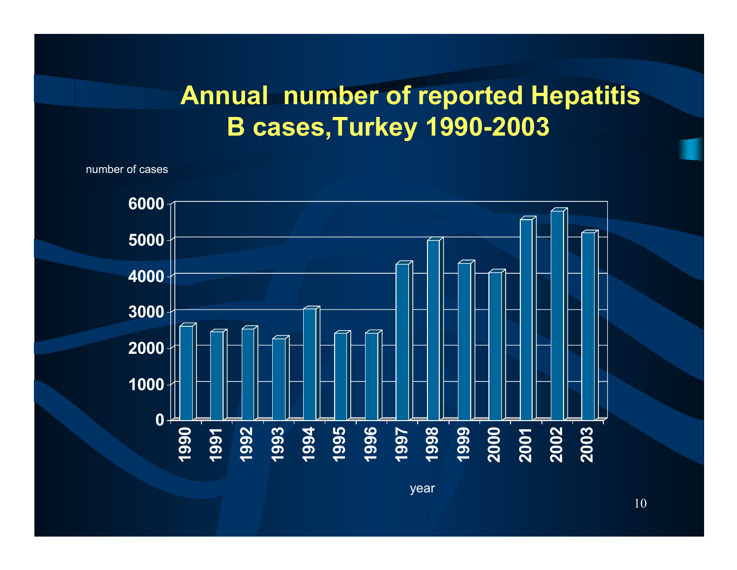# Annual number of reported Hepatitis B cases,Turkey 1990-2003

number of cases

6000
5000
4000
3000
2000
1000
0

1990 1991 1992 1993 1994 1995 1996 1997 1998 1999 2000 2001 2002 2003

year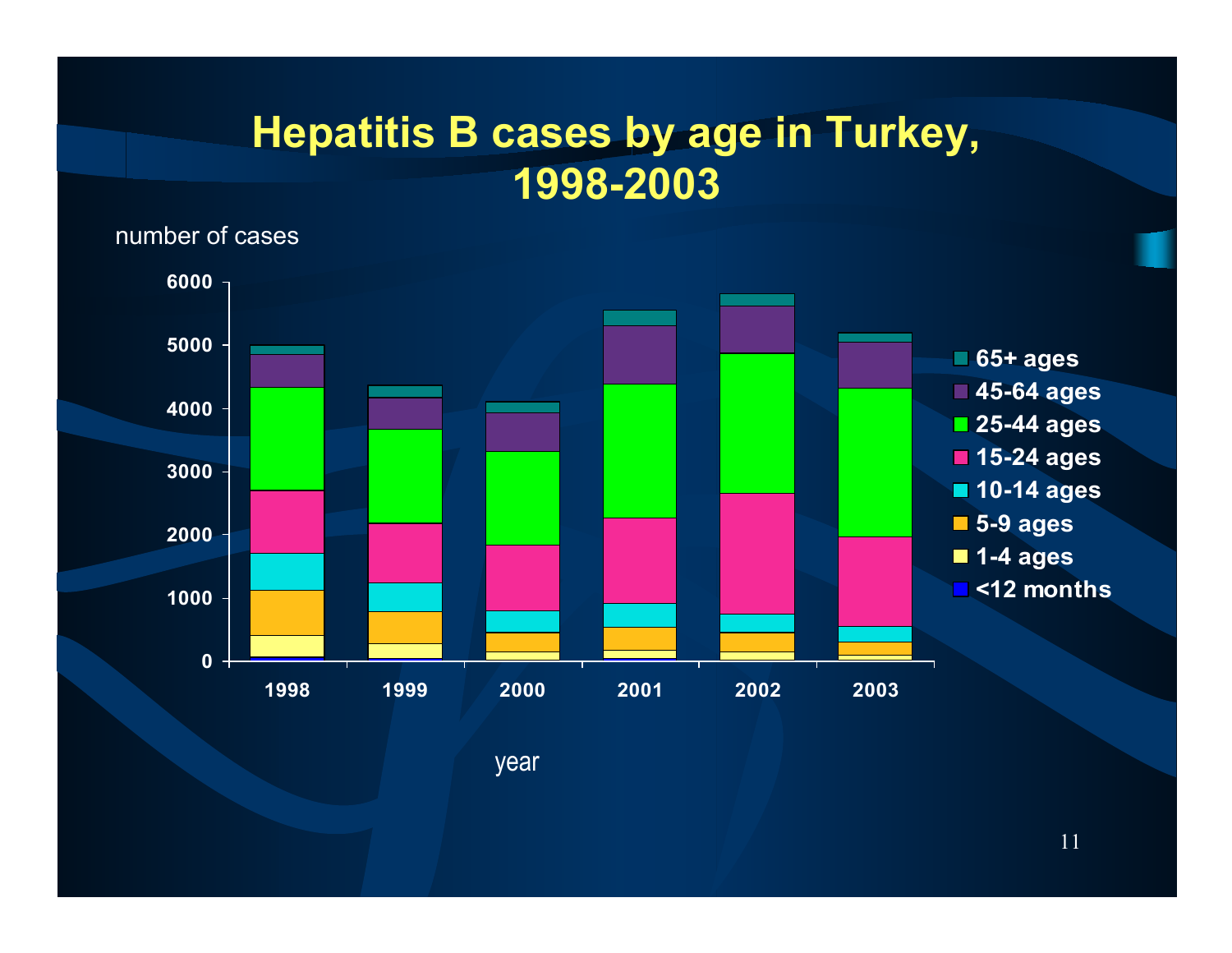# Hepatitis B cases by age in Turkey, 1998-2003

number of cases

6000
5000
4000
3000
2000
1000
0

1998 1999 2000 2001 2002 2003

year

- 65+ ages
- 45-64 ages
- 25-44 ages
- 15-24 ages
- 10-14 ages
- 5-9 ages
- 1-4 ages
- <12 months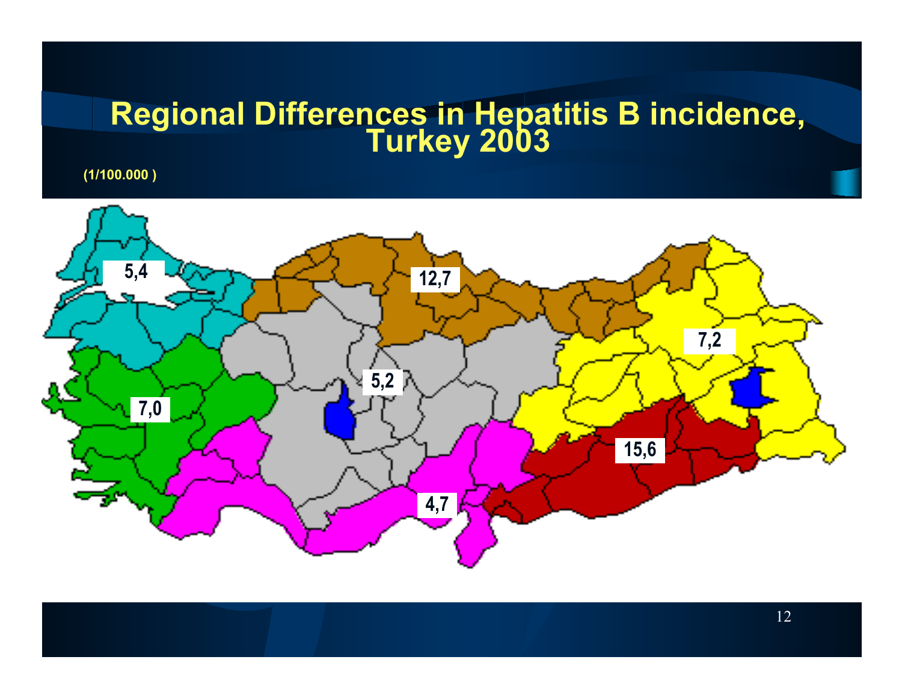# Regional Differences in Hepatitis B incidence, Turkey 2003

(1/100.000 )

5,4

12,7

7,2

5,2

7,0

15,6

4,7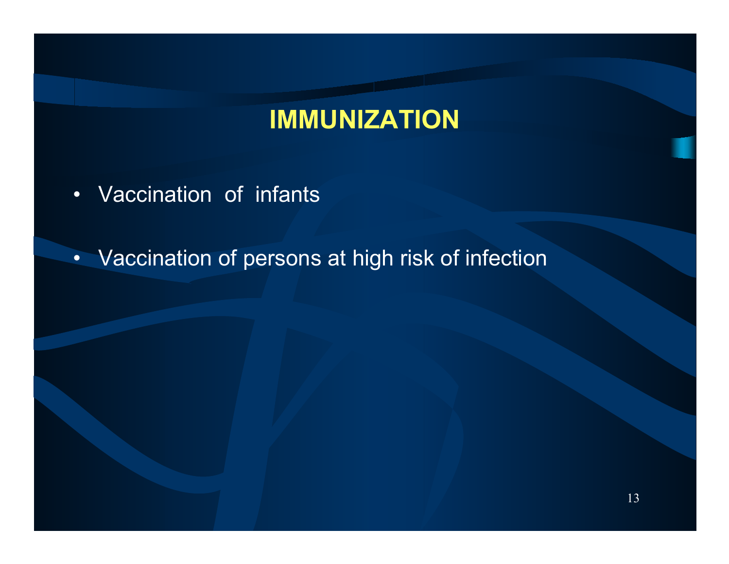# IMMUNIZATION

- Vaccination of infants
- Vaccination of persons at high risk of infection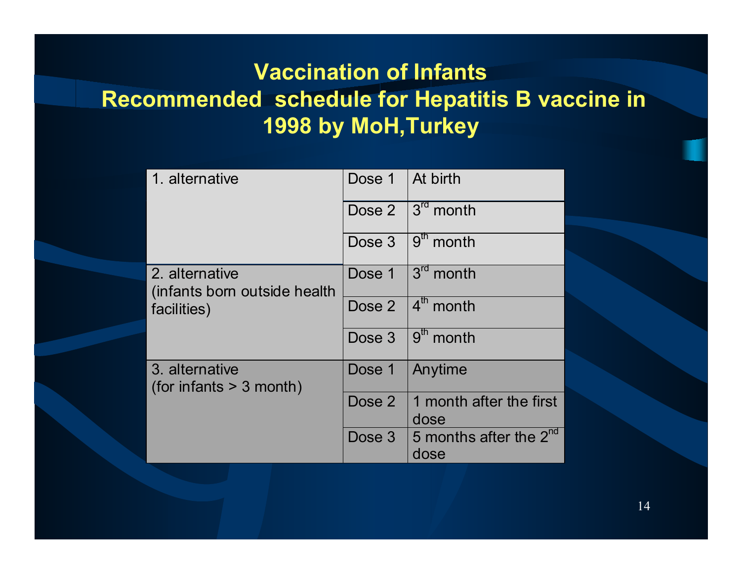# Vaccination of Infants
## Recommended schedule for Hepatitis B vaccine in 1998 by MoH,Turkey

| Alternative | Dose | Timing |
|---|---|---|
| 1. alternative | Dose 1 | At birth |
| | Dose 2 | 3rd month |
| | Dose 3 | 9th month |
| 2. alternative (infants born outside health facilities) | Dose 1 | 3rd month |
| | Dose 2 | 4th month |
| | Dose 3 | 9th month |
| 3. alternative (for infants > 3 month) | Dose 1 | Anytime |
| | Dose 2 | 1 month after the first dose |
| | Dose 3 | 5 months after the 2nd dose |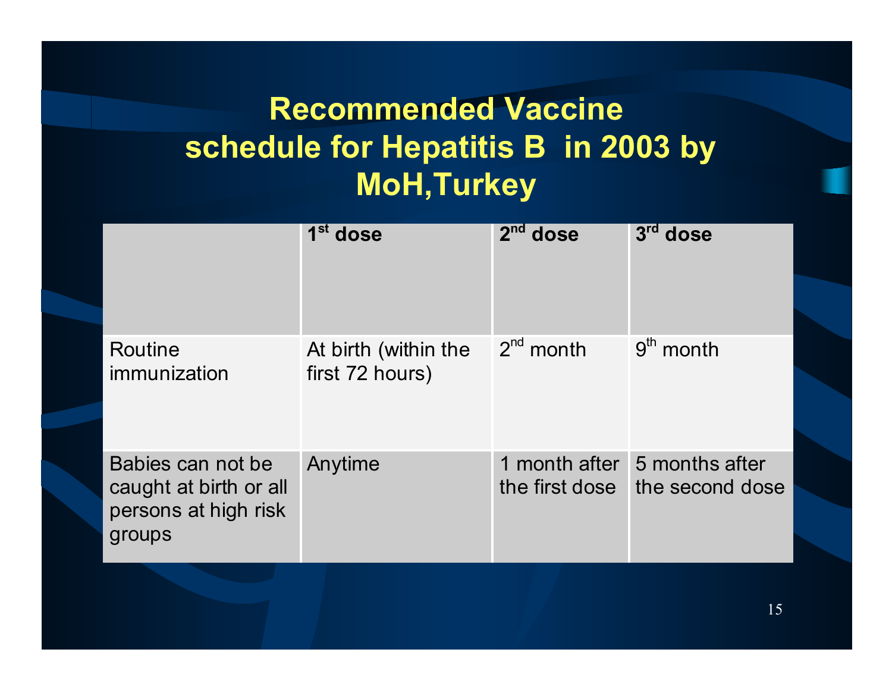# Recommended Vaccine schedule for Hepatitis B in 2003 by MoH,Turkey

| | 1st dose | 2nd dose | 3rd dose |
|---|---|---|---|
| Routine immunization | At birth (within the first 72 hours) | 2nd month | 9th month |
| Babies can not be caught at birth or all persons at high risk groups | Anytime | 1 month after the first dose | 5 months after the second dose |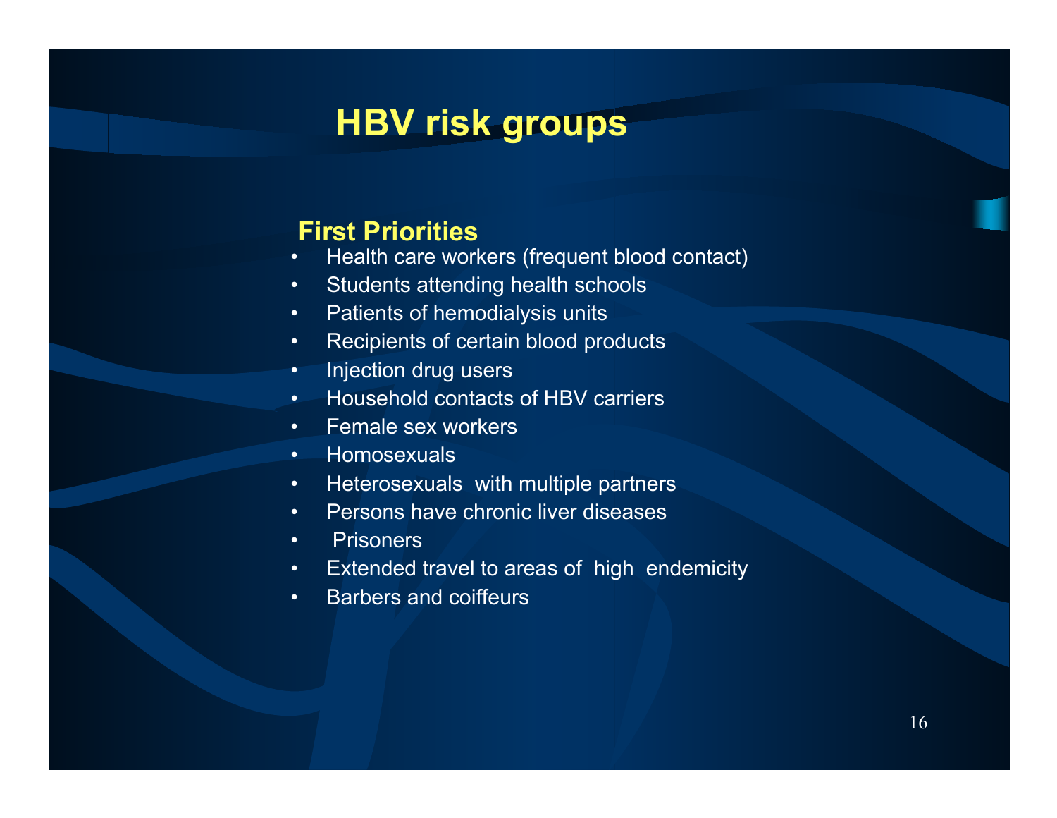# HBV risk groups

**First Priorities**

- Health care workers (frequent blood contact)
- Students attending health schools
- Patients of hemodialysis units
- Recipients of certain blood products
- Injection drug users
- Household contacts of HBV carriers
- Female sex workers
- Homosexuals
- Heterosexuals with multiple partners
- Persons have chronic liver diseases
- Prisoners
- Extended travel to areas of high endemicity
- Barbers and coiffeurs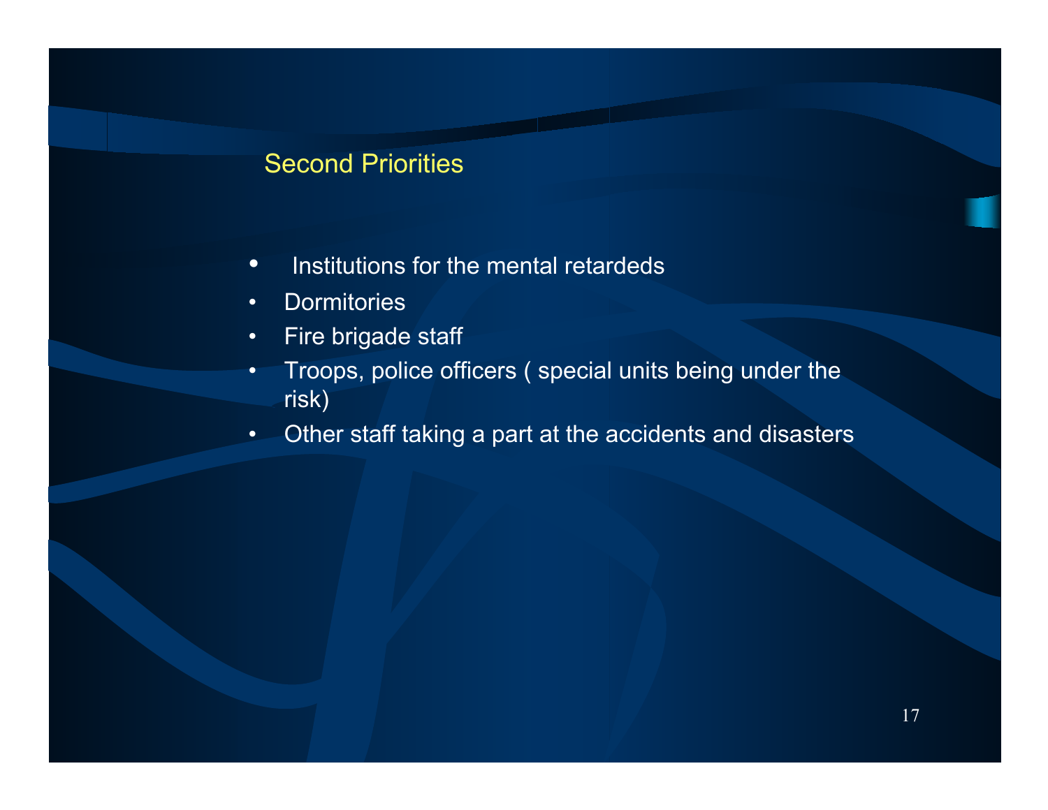## Second Priorities

- Institutions for the mental retardeds
- Dormitories
- Fire brigade staff
- Troops, police officers ( special units being under the risk)
- Other staff taking a part at the accidents and disasters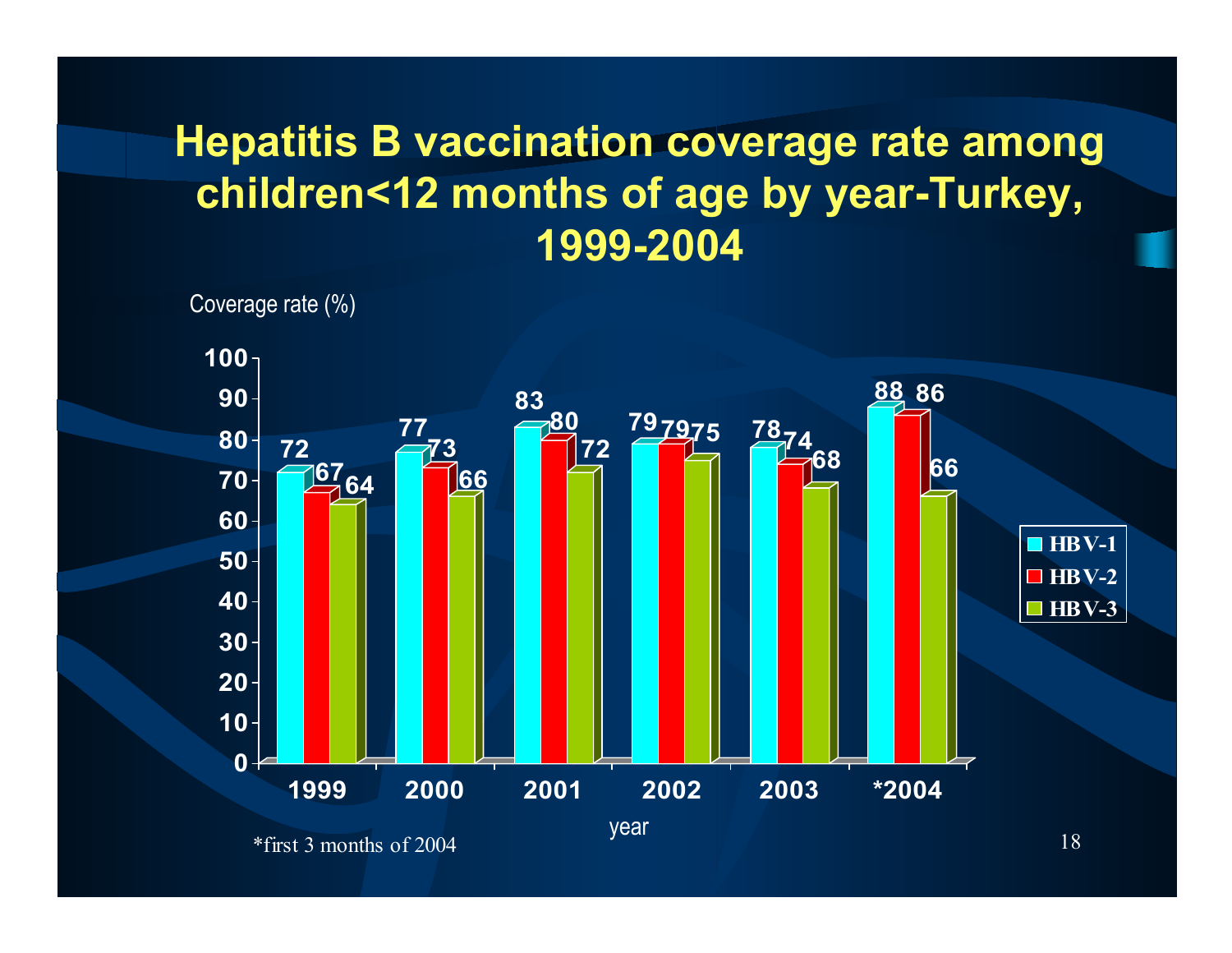# Hepatitis B vaccination coverage rate among children<12 months of age by year-Turkey, 1999-2004

Coverage rate (%)

| year | HBV-1 | HBV-2 | HBV-3 |
|---|---|---|---|
| 1999 | 72 | 67 | 64 |
| 2000 | 77 | 73 | 66 |
| 2001 | 83 | 80 | 72 |
| 2002 | 79 | 79 | 75 |
| 2003 | 78 | 74 | 68 |
| *2004 | 88 | 86 | 66 |

*first 3 months of 2004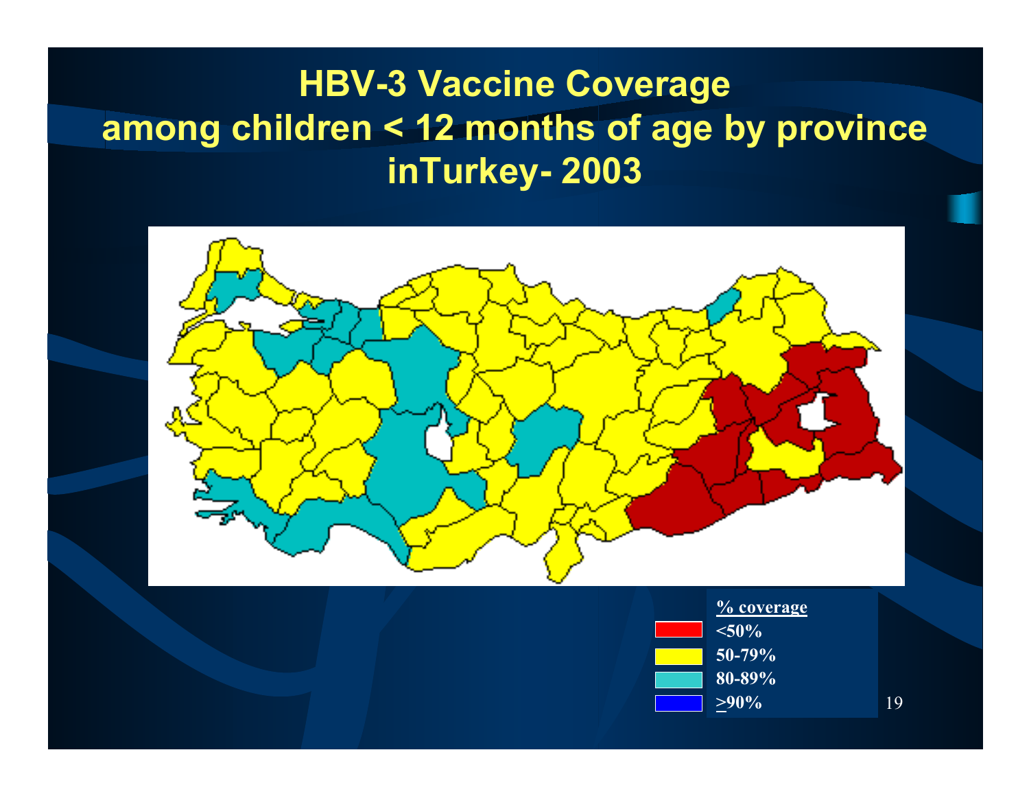# HBV-3 Vaccine Coverage among children < 12 months of age by province inTurkey- 2003

**% coverage**

- <50%
- 50-79%
- 80-89%
- ≥90%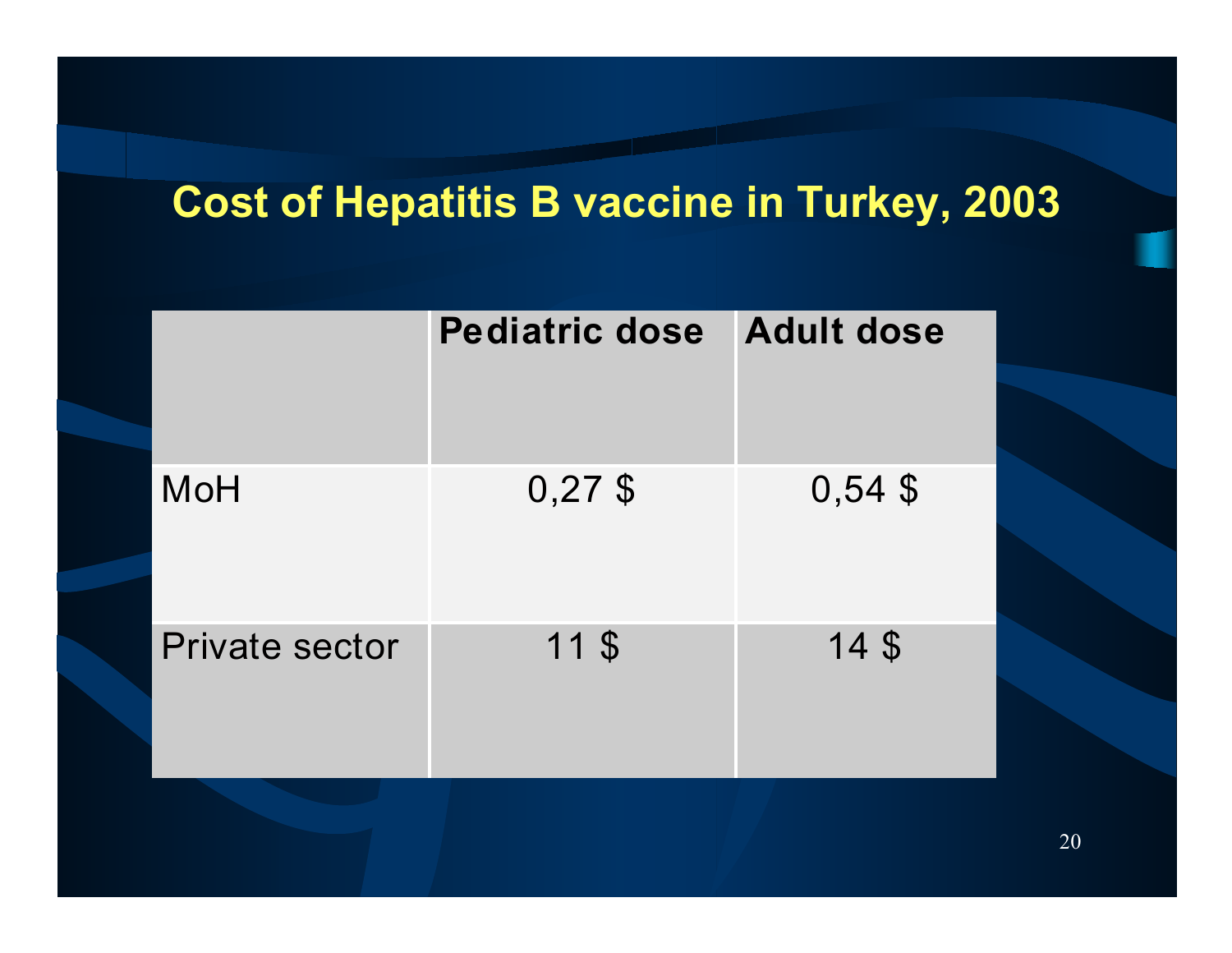# Cost of Hepatitis B vaccine in Turkey, 2003

| | Pediatric dose | Adult dose |
|---|---|---|
| MoH | 0,27 $ | 0,54 $ |
| Private sector | 11 $ | 14 $ |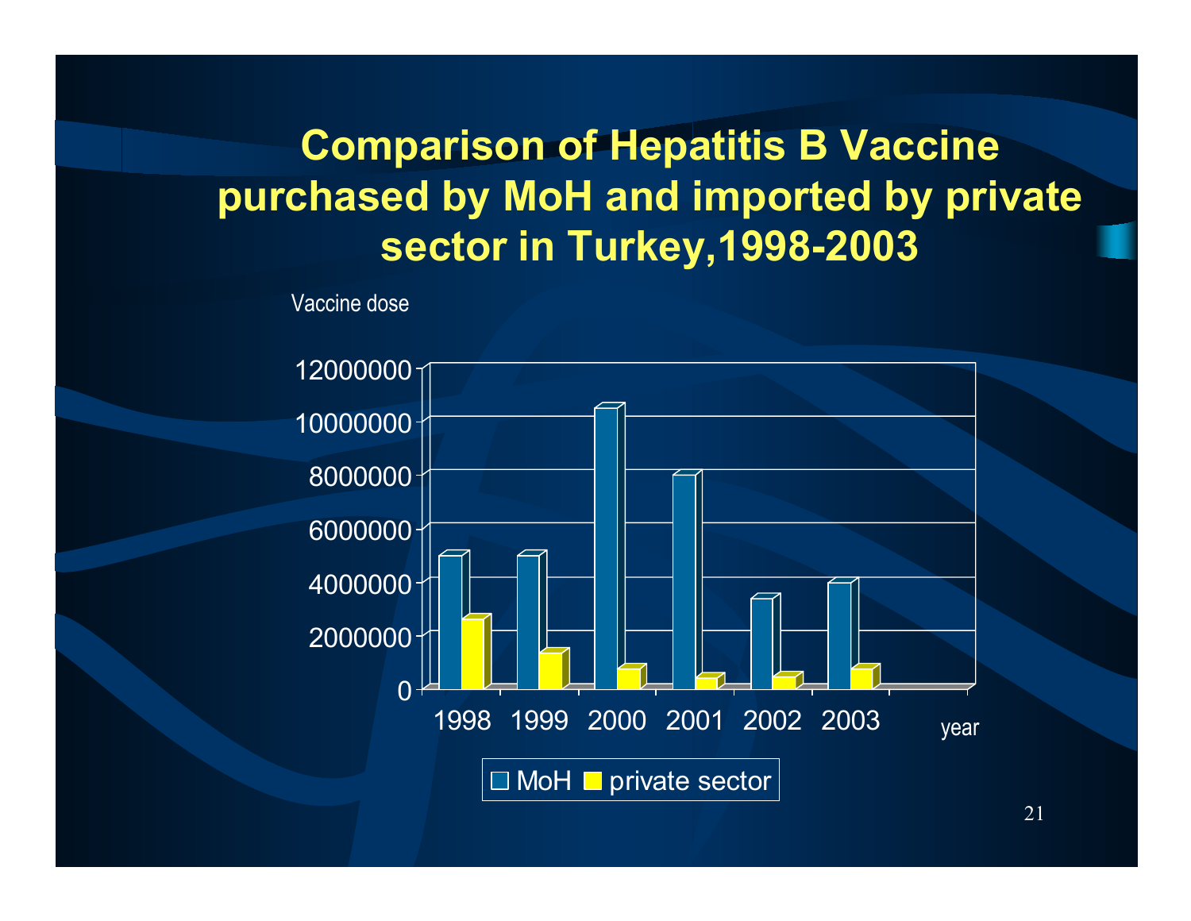# Comparison of Hepatitis B Vaccine purchased by MoH and imported by private sector in Turkey,1998-2003

Vaccine dose

| year | MoH | private sector |
|---|---|---|
| 1998 | 5000000 | 2600000 |
| 1999 | 5000000 | 1300000 |
| 2000 | 10500000 | 700000 |
| 2001 | 8000000 | 400000 |
| 2002 | 3400000 | 450000 |
| 2003 | 4000000 | 700000 |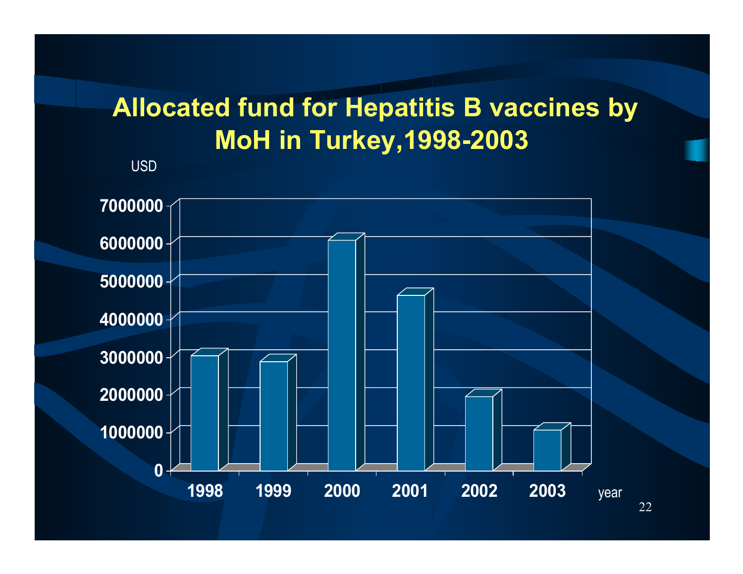# Allocated fund for Hepatitis B vaccines by MoH in Turkey,1998-2003

USD

7000000
6000000
5000000
4000000
3000000
2000000
1000000
0

1998 1999 2000 2001 2002 2003 year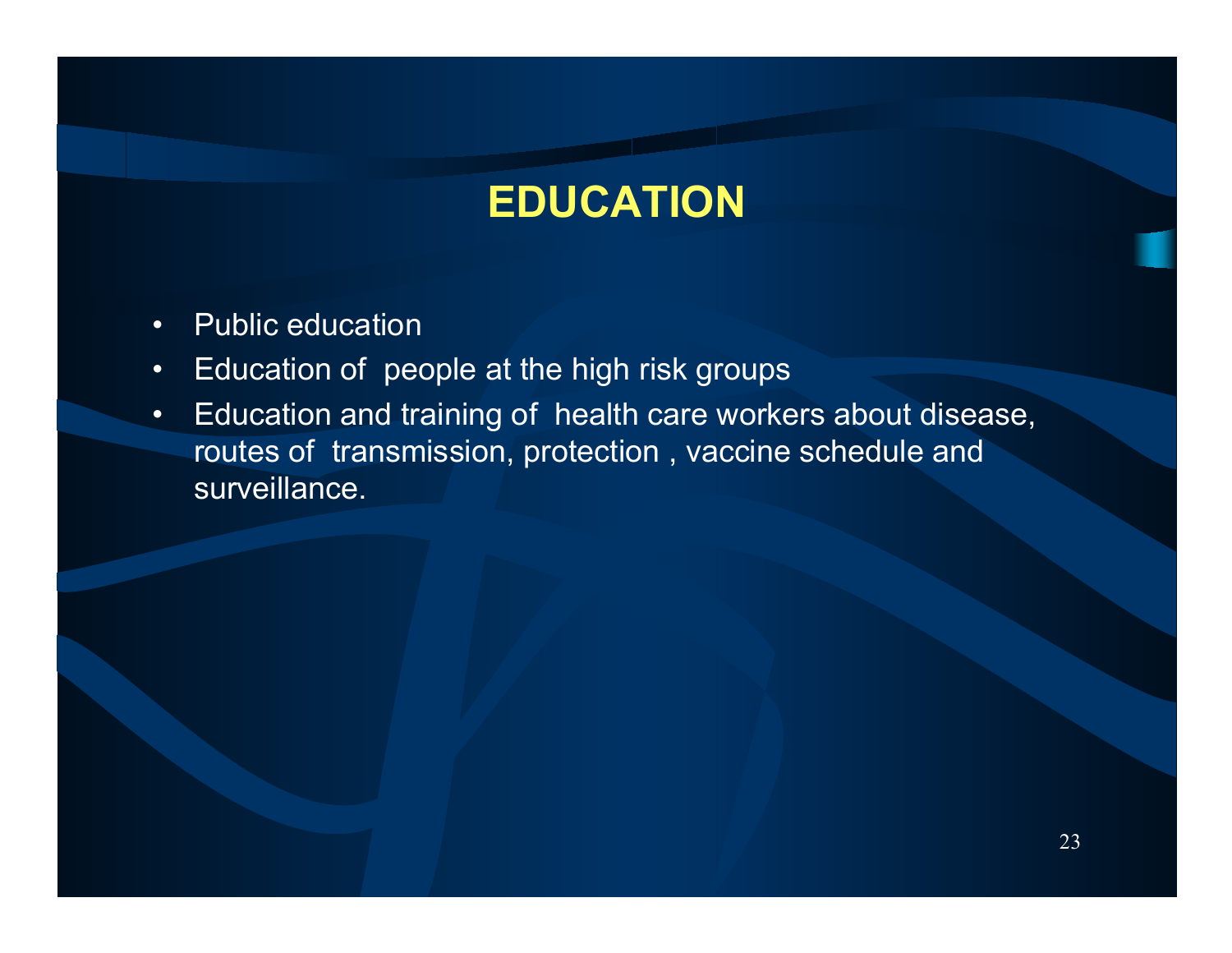# EDUCATION

- Public education
- Education of people at the high risk groups
- Education and training of health care workers about disease, routes of transmission, protection , vaccine schedule and surveillance.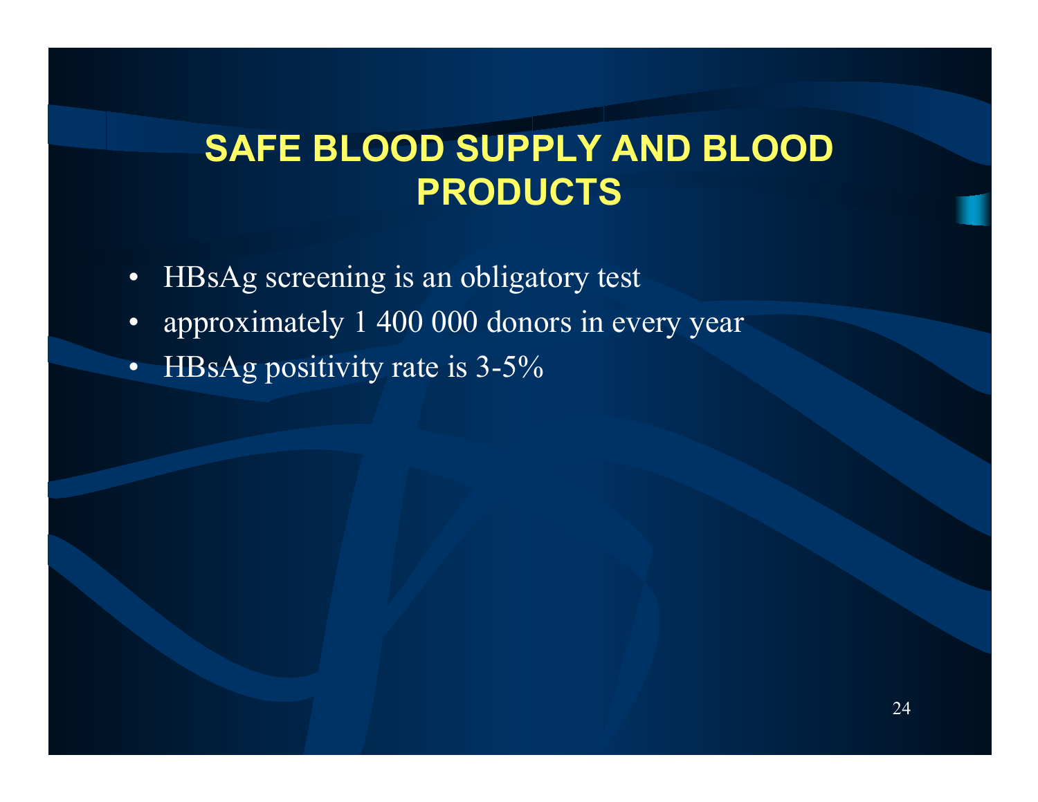# SAFE BLOOD SUPPLY AND BLOOD PRODUCTS

- HBsAg screening is an obligatory test
- approximately 1 400 000 donors in every year
- HBsAg positivity rate is 3-5%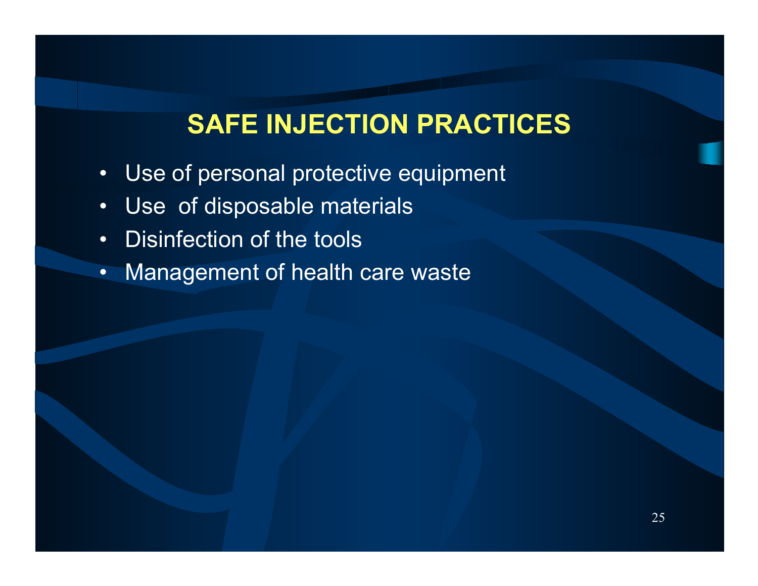# SAFE INJECTION PRACTICES

- Use of personal protective equipment
- Use of disposable materials
- Disinfection of the tools
- Management of health care waste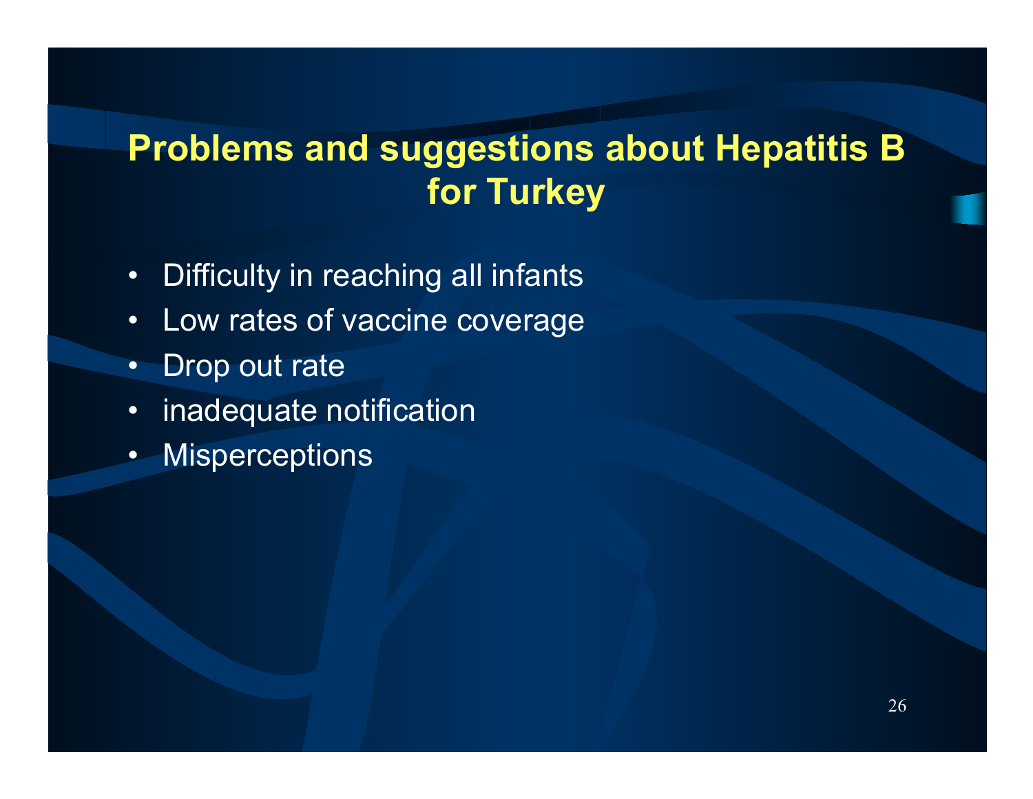# Problems and suggestions about Hepatitis B for Turkey

- Difficulty in reaching all infants
- Low rates of vaccine coverage
- Drop out rate
- inadequate notification
- Misperceptions